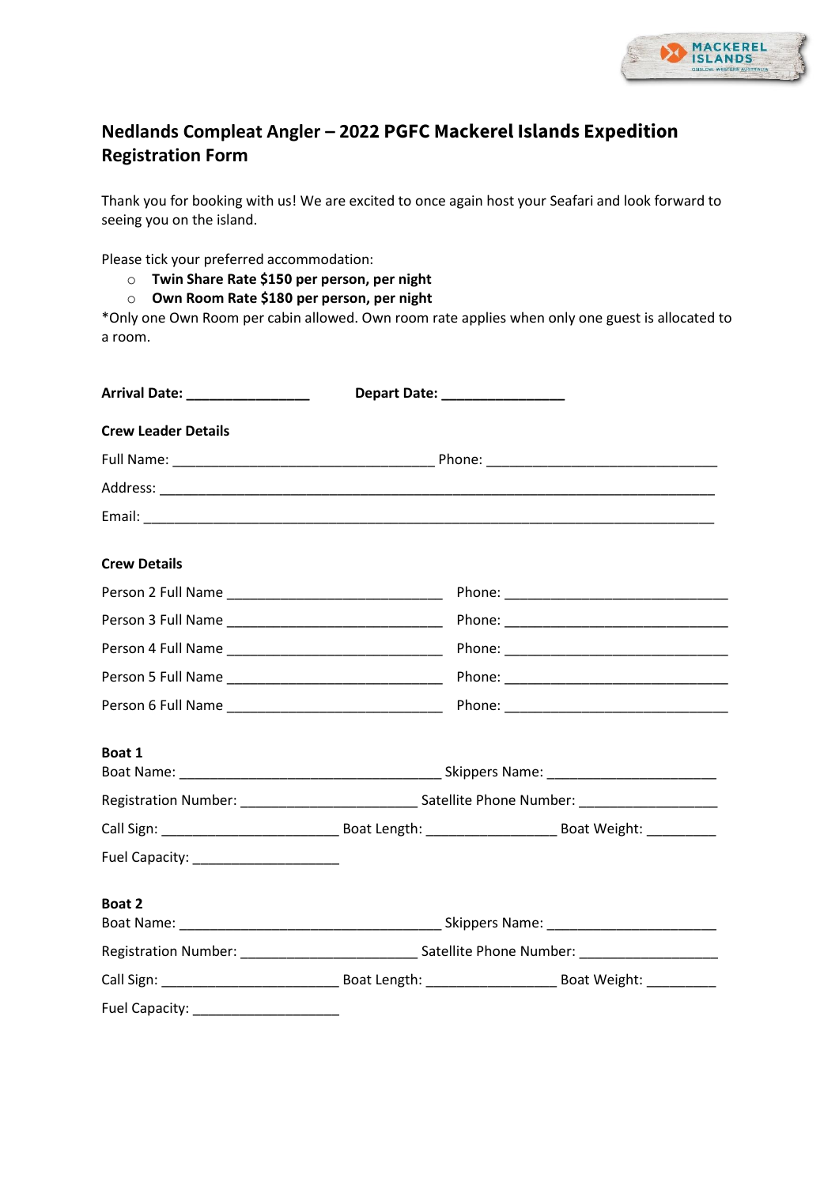## Nedlands Compleat Angler – 2022 PGFC Mackerel Islands Expedition Registration Form

Thank you for booking with us! We are excited to once again host your Seafari and look forward to seeing you on the island.

Please tick your preferred accommodation:

- ○ **Twin Share Rate $150 per person, per night**
- ○ **Own Room Rate $180 per person, per night**

*Only one Own Room per cabin allowed. Own room rate applies when only one guest is allocated to a room.

**Arrival Date:** ________________ **Depart Date:** ________________

**Crew Leader Details**

Full Name: __________________________________ Phone: ______________________________

Address: ________________________________________________________________________

Email: __________________________________________________________________________

**Crew Details**

Person 2 Full Name ____________________________ Phone: _____________________________

Person 3 Full Name ____________________________ Phone: _____________________________

Person 4 Full Name ____________________________ Phone: _____________________________

Person 5 Full Name ____________________________ Phone: _____________________________

Person 6 Full Name ____________________________ Phone: _____________________________

**Boat 1**

Boat Name: __________________________________ Skippers Name: ______________________

Registration Number: _______________________ Satellite Phone Number: _________________

Call Sign: _______________________ Boat Length: ________________ Boat Weight: _________

Fuel Capacity: ___________________

**Boat 2**

Boat Name: __________________________________ Skippers Name: ______________________

Registration Number: _______________________ Satellite Phone Number: _________________

Call Sign: _______________________ Boat Length: ________________ Boat Weight: _________

Fuel Capacity: ___________________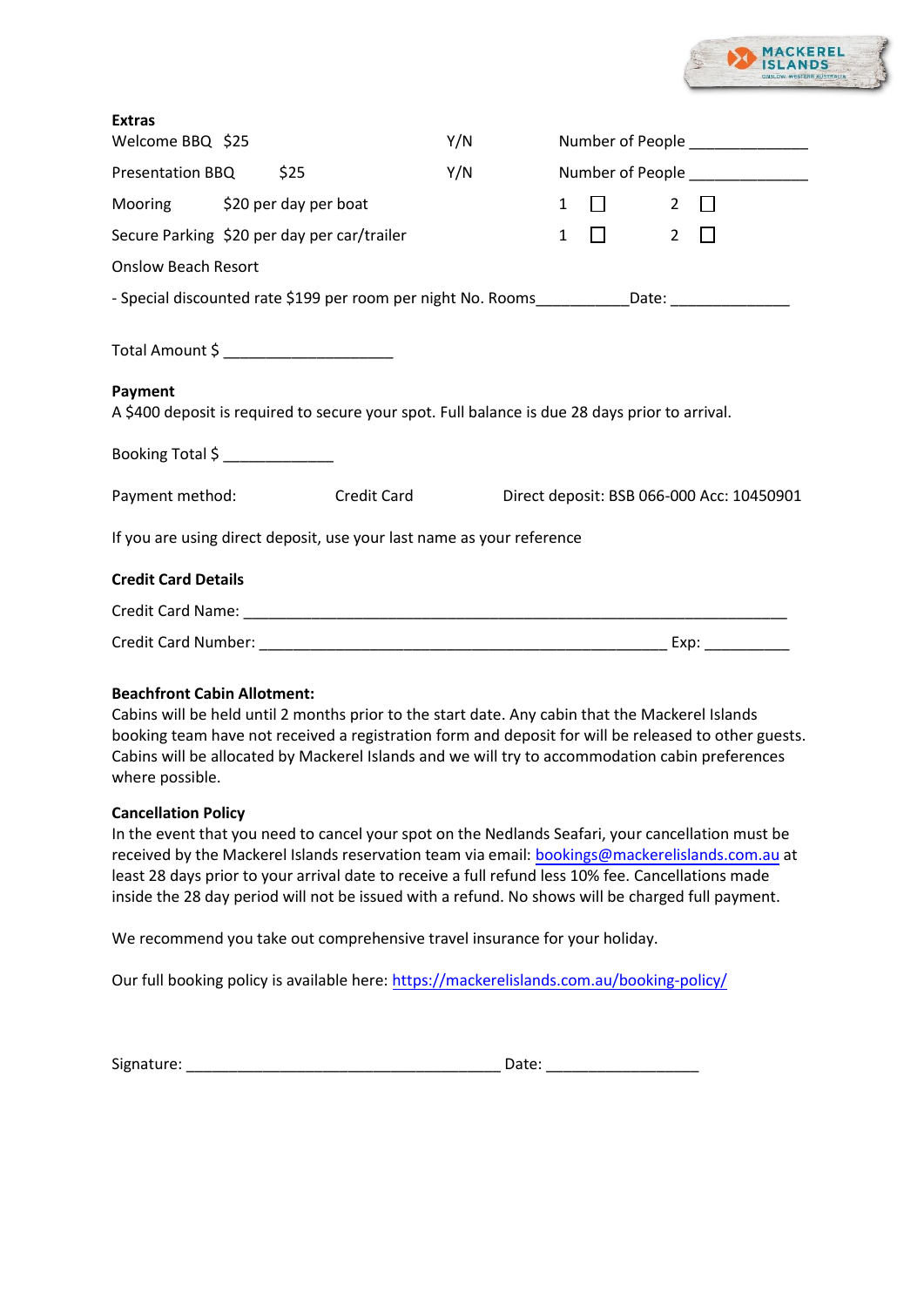**Extras**

Welcome BBQ $25 Y/N Number of People ______________

Presentation BBQ $25 Y/N Number of People ______________

Mooring $20 per day per boat 1 ☐ 2 ☐

Secure Parking $20 per day per car/trailer 1 ☐ 2 ☐

Onslow Beach Resort

- Special discounted rate $199 per room per night No. Rooms___________Date: ______________

Total Amount $ ____________________

**Payment**

A $400 deposit is required to secure your spot. Full balance is due 28 days prior to arrival.

Booking Total $ _____________

Payment method: Credit Card Direct deposit: BSB 066-000 Acc: 10450901

If you are using direct deposit, use your last name as your reference

**Credit Card Details**

Credit Card Name: _________________________________________________________________

Credit Card Number: _________________________________________________ Exp: __________

**Beachfront Cabin Allotment:**

Cabins will be held until 2 months prior to the start date. Any cabin that the Mackerel Islands booking team have not received a registration form and deposit for will be released to other guests. Cabins will be allocated by Mackerel Islands and we will try to accommodation cabin preferences where possible.

**Cancellation Policy**

In the event that you need to cancel your spot on the Nedlands Seafari, your cancellation must be received by the Mackerel Islands reservation team via email: bookings@mackerelislands.com.au at least 28 days prior to your arrival date to receive a full refund less 10% fee. Cancellations made inside the 28 day period will not be issued with a refund. No shows will be charged full payment.

We recommend you take out comprehensive travel insurance for your holiday.

Our full booking policy is available here: https://mackerelislands.com.au/booking-policy/

Signature: ______________________________________ Date: __________________